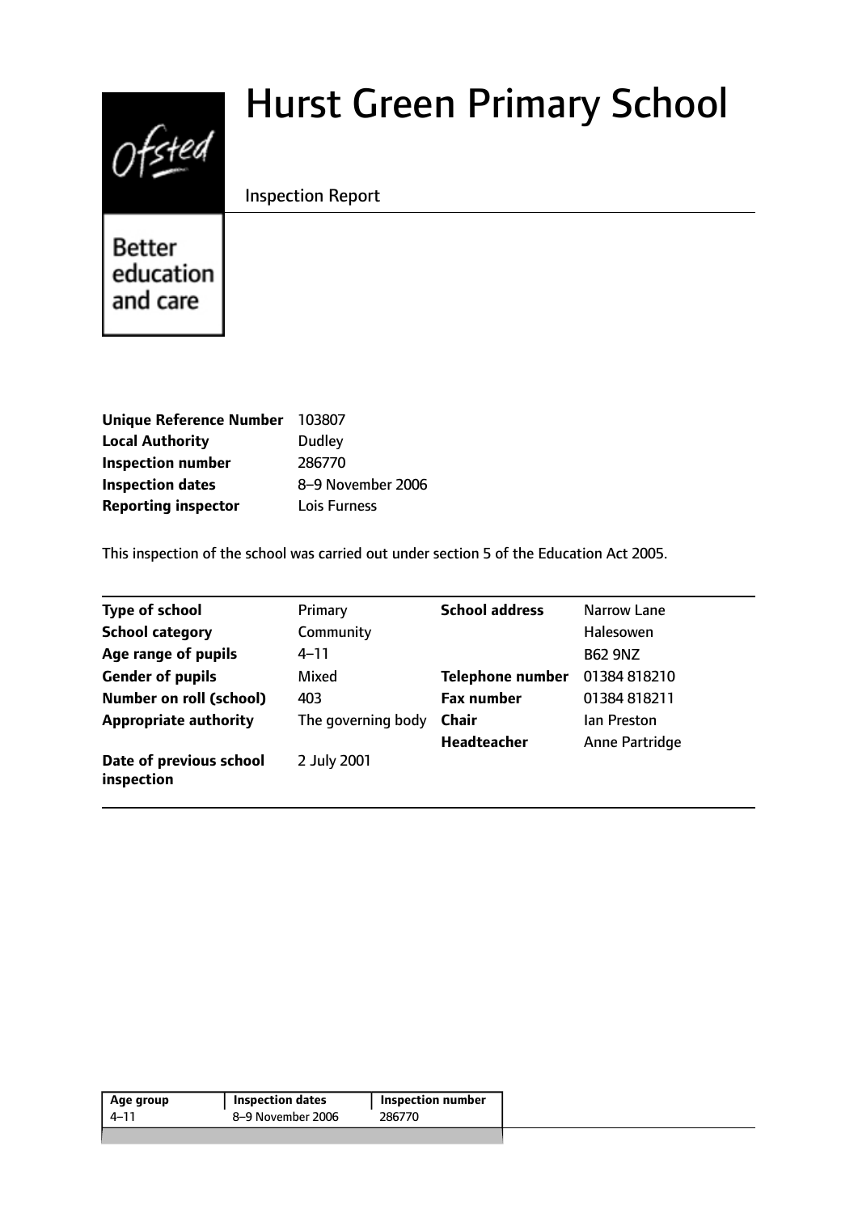# Hurst Green Primary School

Inspection Report

Ofsted

Better education and care

| | |
|---|---|
| **Unique Reference Number** | 103807 |
| **Local Authority** | Dudley |
| **Inspection number** | 286770 |
| **Inspection dates** | 8–9 November 2006 |
| **Reporting inspector** | Lois Furness |

This inspection of the school was carried out under section 5 of the Education Act 2005.

| | | | |
|---|---|---|---|
| **Type of school** | Primary | **School address** | Narrow Lane |
| **School category** | Community | | Halesowen |
| **Age range of pupils** | 4–11 | | B62 9NZ |
| **Gender of pupils** | Mixed | **Telephone number** | 01384 818210 |
| **Number on roll (school)** | 403 | **Fax number** | 01384 818211 |
| **Appropriate authority** | The governing body | **Chair** | Ian Preston |
| | | **Headteacher** | Anne Partridge |
| **Date of previous school inspection** | 2 July 2001 | | |

| Age group | Inspection dates | Inspection number |
|---|---|---|
| 4–11 | 8–9 November 2006 | 286770 |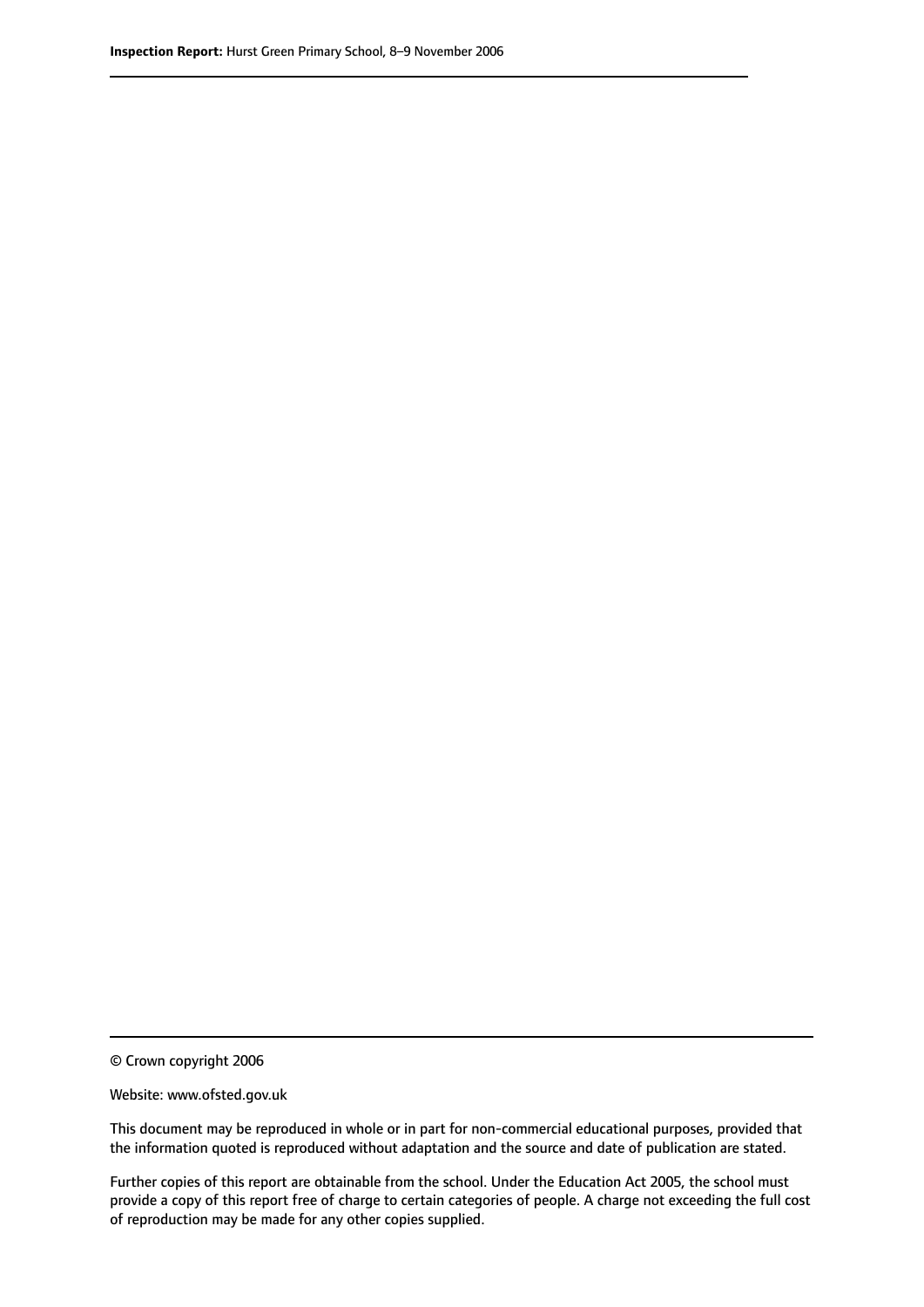© Crown copyright 2006

Website: www.ofsted.gov.uk

This document may be reproduced in whole or in part for non-commercial educational purposes, provided that the information quoted is reproduced without adaptation and the source and date of publication are stated.

Further copies of this report are obtainable from the school. Under the Education Act 2005, the school must provide a copy of this report free of charge to certain categories of people. A charge not exceeding the full cost of reproduction may be made for any other copies supplied.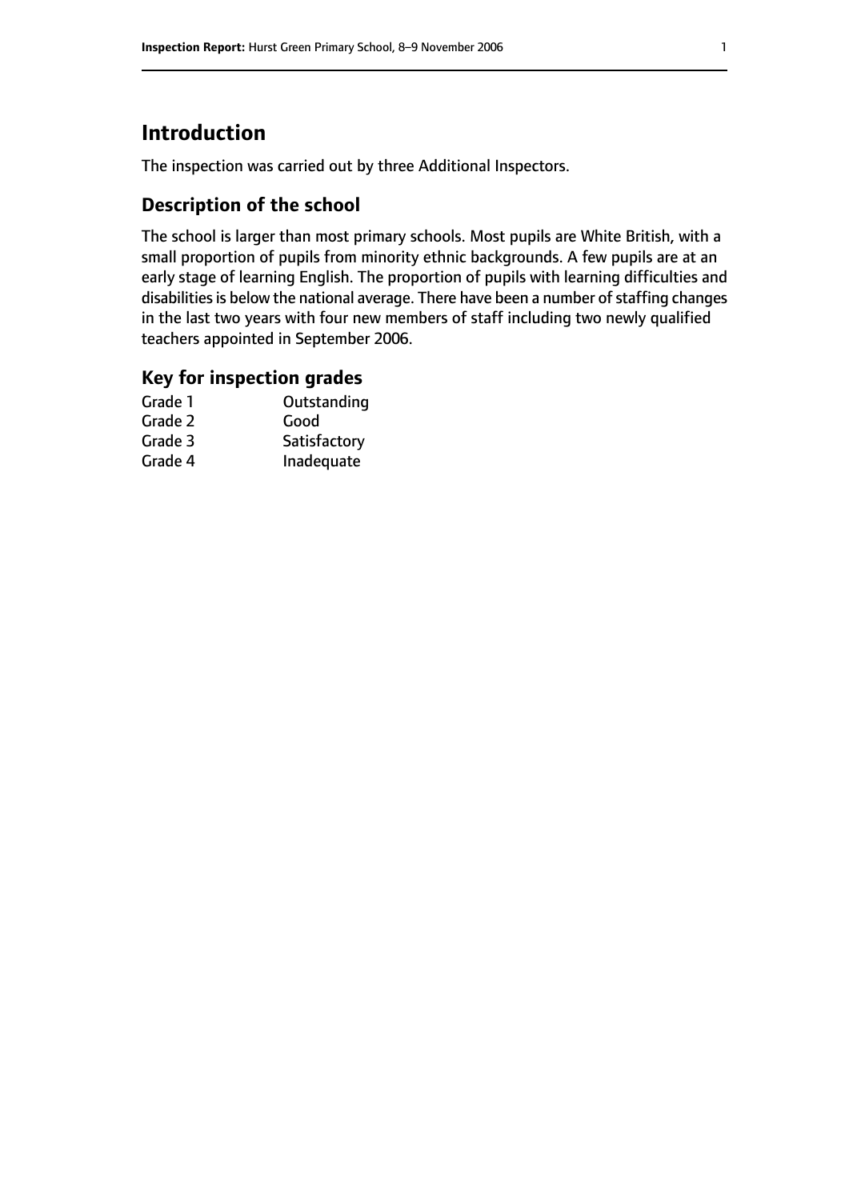# Introduction

The inspection was carried out by three Additional Inspectors.

## Description of the school

The school is larger than most primary schools. Most pupils are White British, with a small proportion of pupils from minority ethnic backgrounds. A few pupils are at an early stage of learning English. The proportion of pupils with learning difficulties and disabilities is below the national average. There have been a number of staffing changes in the last two years with four new members of staff including two newly qualified teachers appointed in September 2006.

## Key for inspection grades

| | |
|---|---|
| Grade 1 | Outstanding |
| Grade 2 | Good |
| Grade 3 | Satisfactory |
| Grade 4 | Inadequate |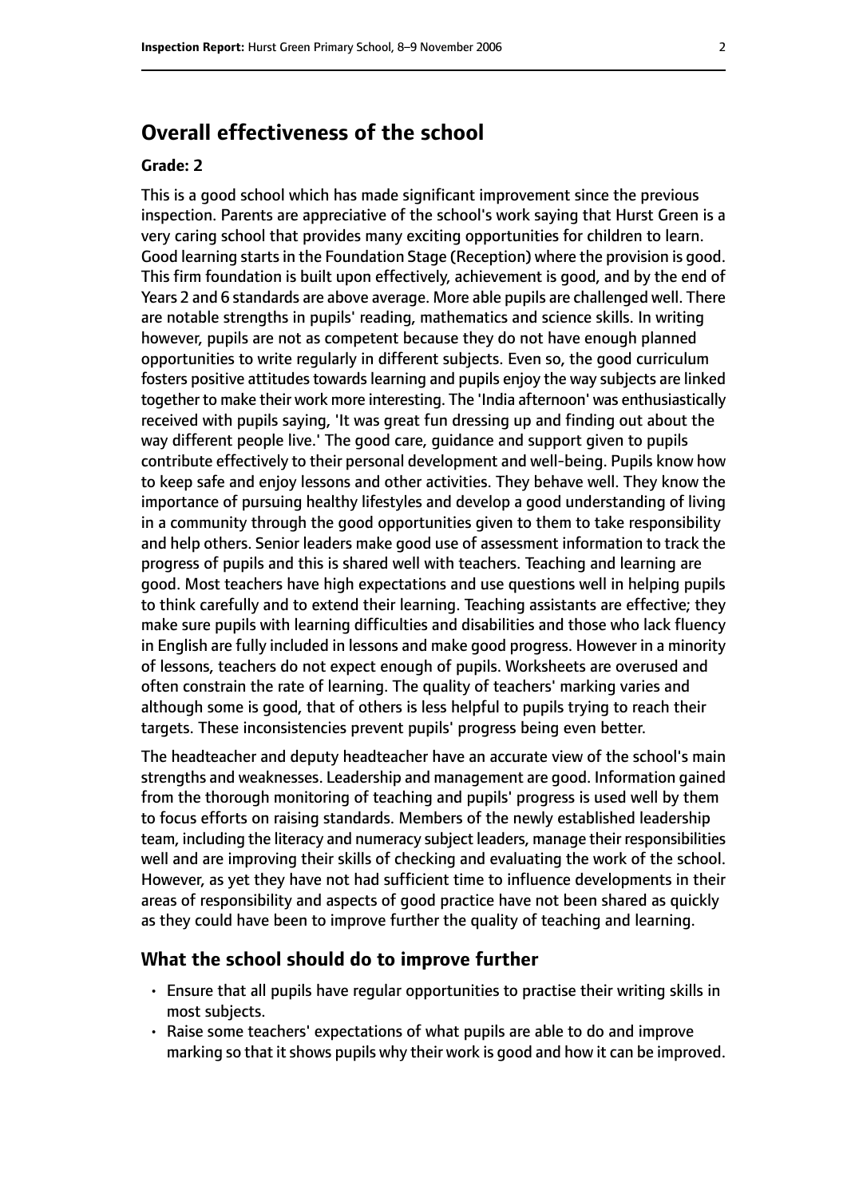## Overall effectiveness of the school

#### Grade: 2

This is a good school which has made significant improvement since the previous inspection. Parents are appreciative of the school's work saying that Hurst Green is a very caring school that provides many exciting opportunities for children to learn. Good learning starts in the Foundation Stage (Reception) where the provision is good. This firm foundation is built upon effectively, achievement is good, and by the end of Years 2 and 6 standards are above average. More able pupils are challenged well. There are notable strengths in pupils' reading, mathematics and science skills. In writing however, pupils are not as competent because they do not have enough planned opportunities to write regularly in different subjects. Even so, the good curriculum fosters positive attitudes towards learning and pupils enjoy the way subjects are linked together to make their work more interesting. The 'India afternoon' was enthusiastically received with pupils saying, 'It was great fun dressing up and finding out about the way different people live.' The good care, guidance and support given to pupils contribute effectively to their personal development and well-being. Pupils know how to keep safe and enjoy lessons and other activities. They behave well. They know the importance of pursuing healthy lifestyles and develop a good understanding of living in a community through the good opportunities given to them to take responsibility and help others. Senior leaders make good use of assessment information to track the progress of pupils and this is shared well with teachers. Teaching and learning are good. Most teachers have high expectations and use questions well in helping pupils to think carefully and to extend their learning. Teaching assistants are effective; they make sure pupils with learning difficulties and disabilities and those who lack fluency in English are fully included in lessons and make good progress. However in a minority of lessons, teachers do not expect enough of pupils. Worksheets are overused and often constrain the rate of learning. The quality of teachers' marking varies and although some is good, that of others is less helpful to pupils trying to reach their targets. These inconsistencies prevent pupils' progress being even better.

The headteacher and deputy headteacher have an accurate view of the school's main strengths and weaknesses. Leadership and management are good. Information gained from the thorough monitoring of teaching and pupils' progress is used well by them to focus efforts on raising standards. Members of the newly established leadership team, including the literacy and numeracy subject leaders, manage their responsibilities well and are improving their skills of checking and evaluating the work of the school. However, as yet they have not had sufficient time to influence developments in their areas of responsibility and aspects of good practice have not been shared as quickly as they could have been to improve further the quality of teaching and learning.

### What the school should do to improve further

- Ensure that all pupils have regular opportunities to practise their writing skills in most subjects.
- Raise some teachers' expectations of what pupils are able to do and improve marking so that it shows pupils why their work is good and how it can be improved.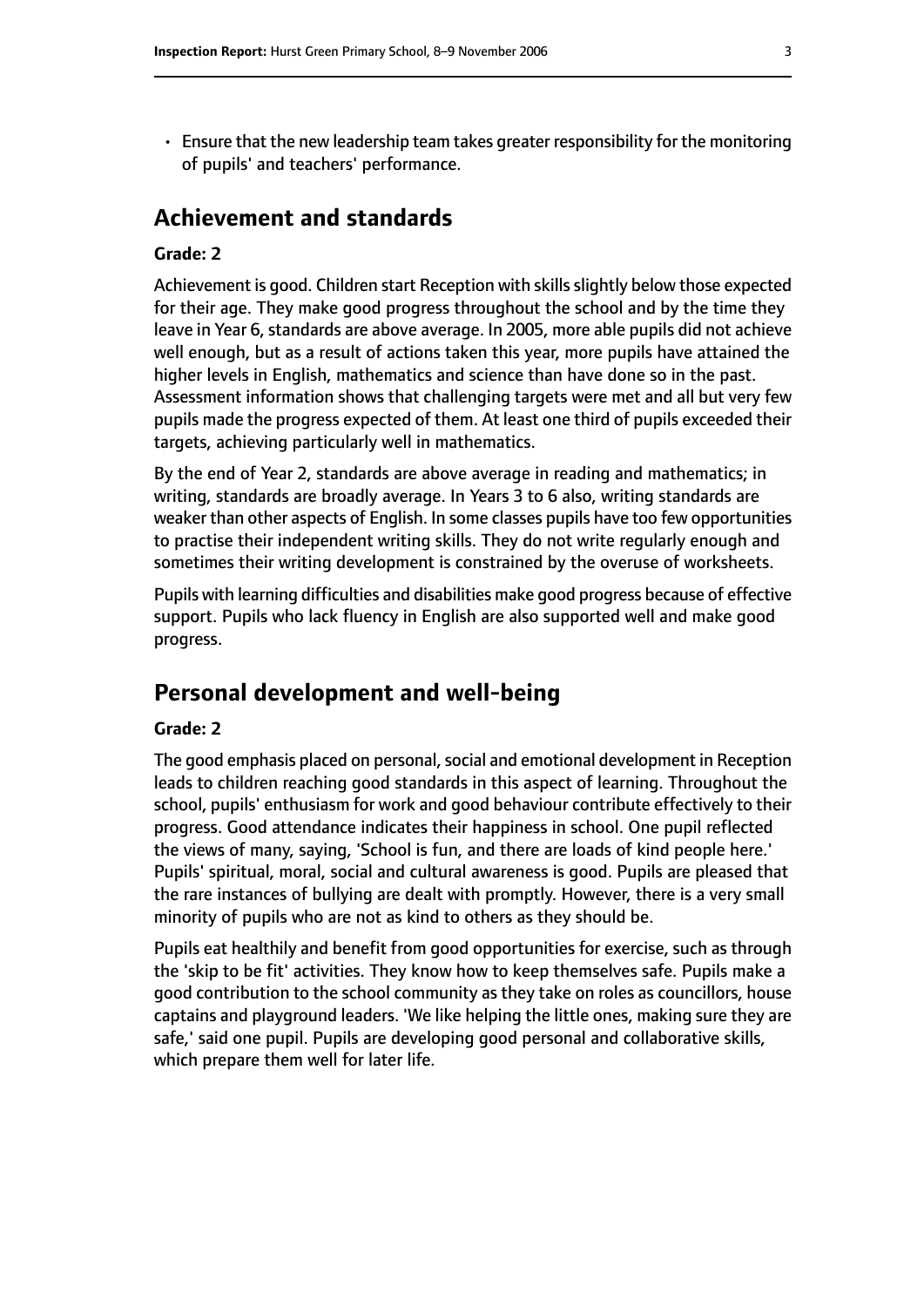- Ensure that the new leadership team takes greater responsibility for the monitoring of pupils' and teachers' performance.

## Achievement and standards

**Grade: 2**

Achievement is good. Children start Reception with skills slightly below those expected for their age. They make good progress throughout the school and by the time they leave in Year 6, standards are above average. In 2005, more able pupils did not achieve well enough, but as a result of actions taken this year, more pupils have attained the higher levels in English, mathematics and science than have done so in the past. Assessment information shows that challenging targets were met and all but very few pupils made the progress expected of them. At least one third of pupils exceeded their targets, achieving particularly well in mathematics.

By the end of Year 2, standards are above average in reading and mathematics; in writing, standards are broadly average. In Years 3 to 6 also, writing standards are weaker than other aspects of English. In some classes pupils have too few opportunities to practise their independent writing skills. They do not write regularly enough and sometimes their writing development is constrained by the overuse of worksheets.

Pupils with learning difficulties and disabilities make good progress because of effective support. Pupils who lack fluency in English are also supported well and make good progress.

## Personal development and well-being

**Grade: 2**

The good emphasis placed on personal, social and emotional development in Reception leads to children reaching good standards in this aspect of learning. Throughout the school, pupils' enthusiasm for work and good behaviour contribute effectively to their progress. Good attendance indicates their happiness in school. One pupil reflected the views of many, saying, 'School is fun, and there are loads of kind people here.' Pupils' spiritual, moral, social and cultural awareness is good. Pupils are pleased that the rare instances of bullying are dealt with promptly. However, there is a very small minority of pupils who are not as kind to others as they should be.

Pupils eat healthily and benefit from good opportunities for exercise, such as through the 'skip to be fit' activities. They know how to keep themselves safe. Pupils make a good contribution to the school community as they take on roles as councillors, house captains and playground leaders. 'We like helping the little ones, making sure they are safe,' said one pupil. Pupils are developing good personal and collaborative skills, which prepare them well for later life.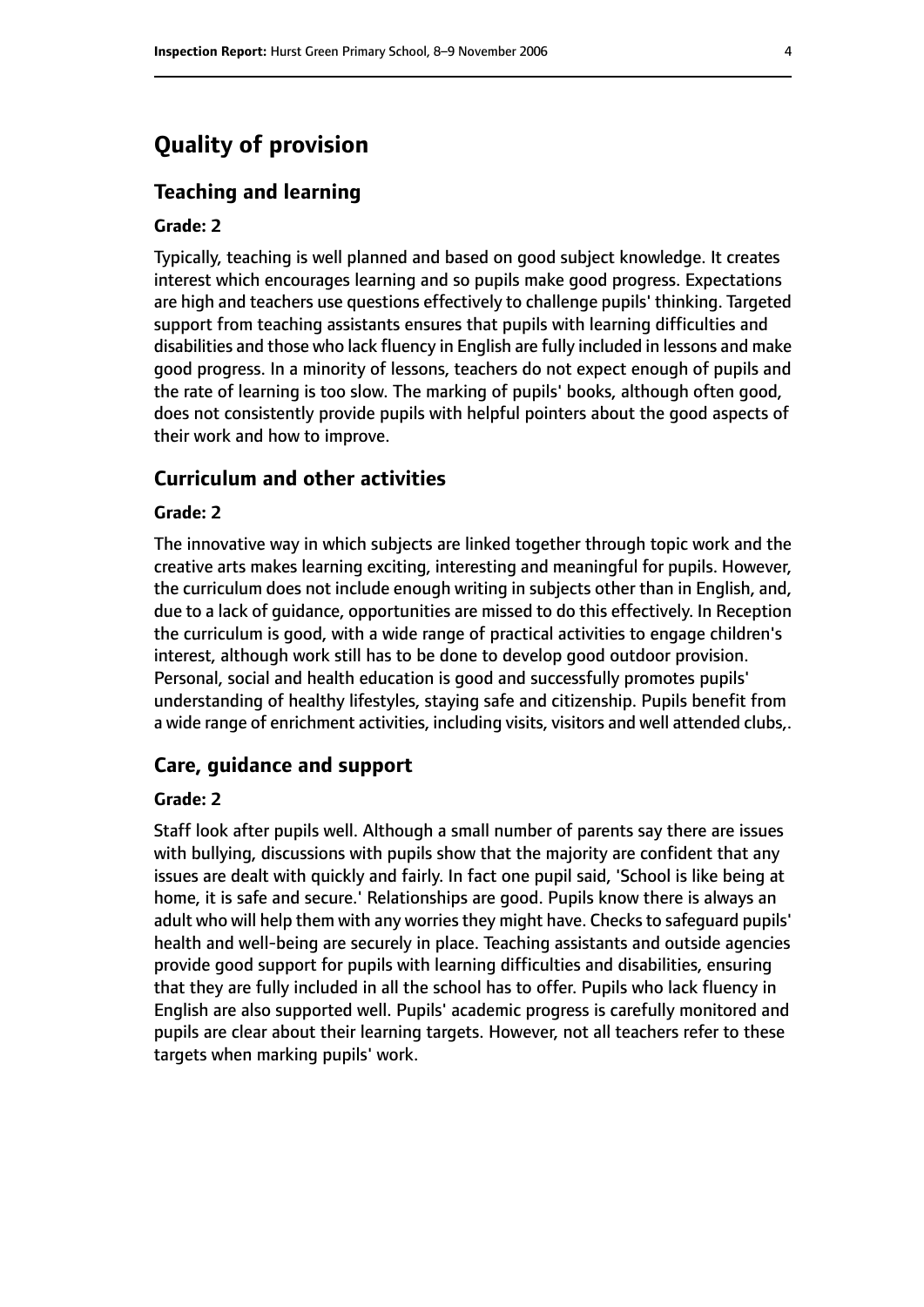# Quality of provision

## Teaching and learning

### Grade: 2

Typically, teaching is well planned and based on good subject knowledge. It creates interest which encourages learning and so pupils make good progress. Expectations are high and teachers use questions effectively to challenge pupils' thinking. Targeted support from teaching assistants ensures that pupils with learning difficulties and disabilities and those who lack fluency in English are fully included in lessons and make good progress. In a minority of lessons, teachers do not expect enough of pupils and the rate of learning is too slow. The marking of pupils' books, although often good, does not consistently provide pupils with helpful pointers about the good aspects of their work and how to improve.

## Curriculum and other activities

### Grade: 2

The innovative way in which subjects are linked together through topic work and the creative arts makes learning exciting, interesting and meaningful for pupils. However, the curriculum does not include enough writing in subjects other than in English, and, due to a lack of guidance, opportunities are missed to do this effectively. In Reception the curriculum is good, with a wide range of practical activities to engage children's interest, although work still has to be done to develop good outdoor provision. Personal, social and health education is good and successfully promotes pupils' understanding of healthy lifestyles, staying safe and citizenship. Pupils benefit from a wide range of enrichment activities, including visits, visitors and well attended clubs,.

## Care, guidance and support

### Grade: 2

Staff look after pupils well. Although a small number of parents say there are issues with bullying, discussions with pupils show that the majority are confident that any issues are dealt with quickly and fairly. In fact one pupil said, 'School is like being at home, it is safe and secure.' Relationships are good. Pupils know there is always an adult who will help them with any worries they might have. Checks to safeguard pupils' health and well-being are securely in place. Teaching assistants and outside agencies provide good support for pupils with learning difficulties and disabilities, ensuring that they are fully included in all the school has to offer. Pupils who lack fluency in English are also supported well. Pupils' academic progress is carefully monitored and pupils are clear about their learning targets. However, not all teachers refer to these targets when marking pupils' work.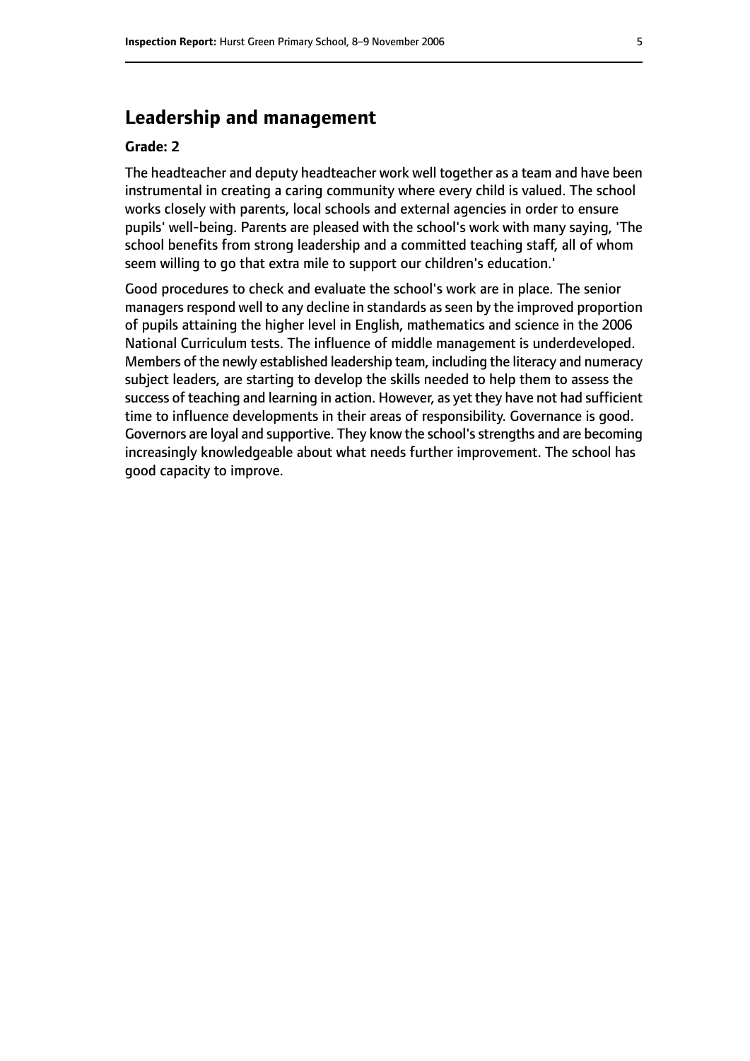## Leadership and management

**Grade: 2**

The headteacher and deputy headteacher work well together as a team and have been instrumental in creating a caring community where every child is valued. The school works closely with parents, local schools and external agencies in order to ensure pupils' well-being. Parents are pleased with the school's work with many saying, 'The school benefits from strong leadership and a committed teaching staff, all of whom seem willing to go that extra mile to support our children's education.'

Good procedures to check and evaluate the school's work are in place. The senior managers respond well to any decline in standards as seen by the improved proportion of pupils attaining the higher level in English, mathematics and science in the 2006 National Curriculum tests. The influence of middle management is underdeveloped. Members of the newly established leadership team, including the literacy and numeracy subject leaders, are starting to develop the skills needed to help them to assess the success of teaching and learning in action. However, as yet they have not had sufficient time to influence developments in their areas of responsibility. Governance is good. Governors are loyal and supportive. They know the school's strengths and are becoming increasingly knowledgeable about what needs further improvement. The school has good capacity to improve.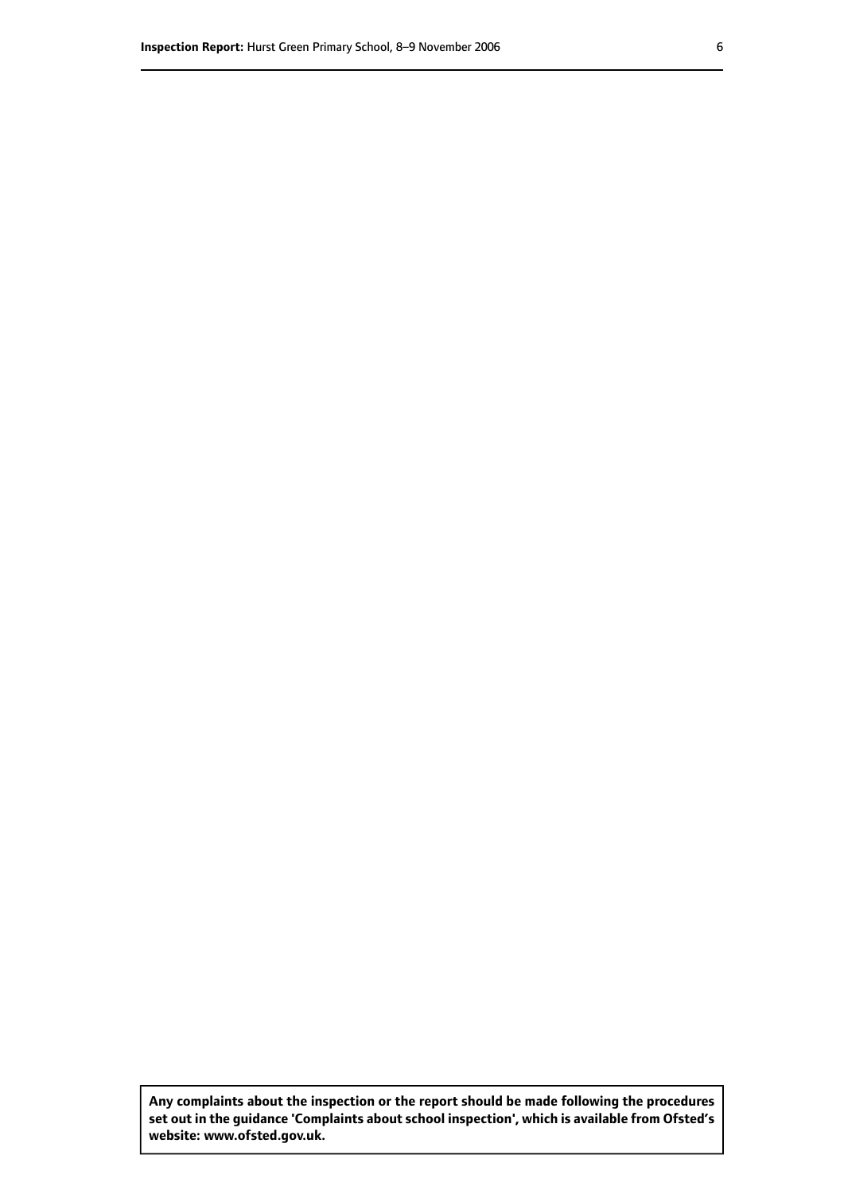**Any complaints about the inspection or the report should be made following the procedures set out in the guidance 'Complaints about school inspection', which is available from Ofsted's website: www.ofsted.gov.uk.**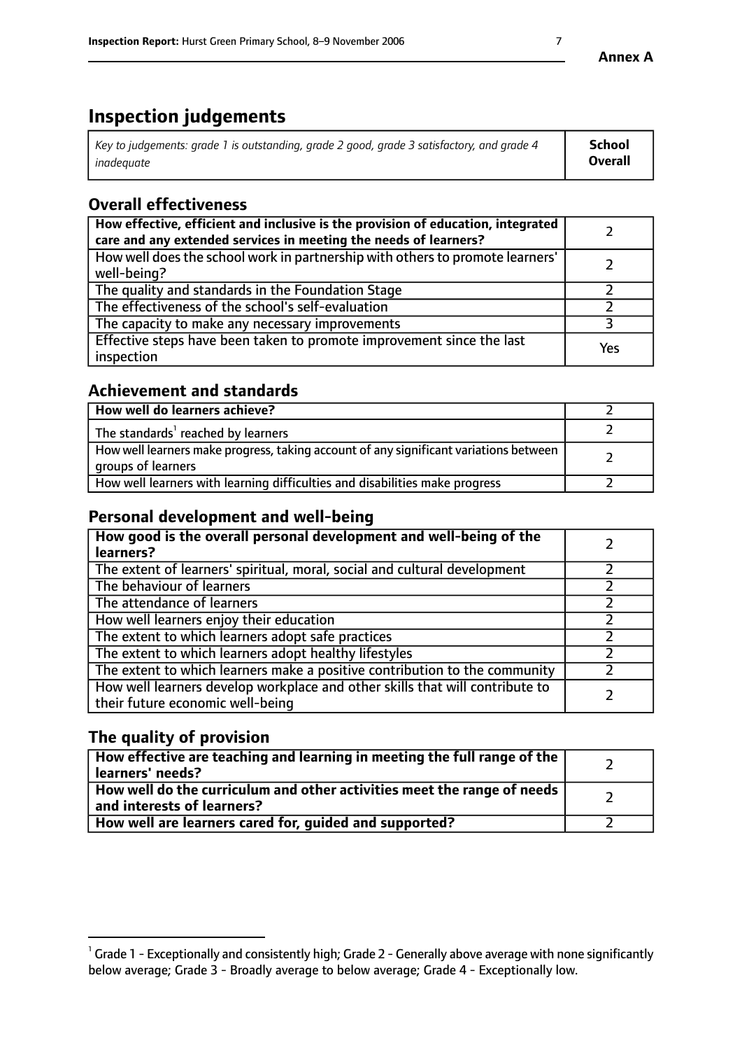# Inspection judgements

| *Key to judgements: grade 1 is outstanding, grade 2 good, grade 3 satisfactory, and grade 4 inadequate* | **School Overall** |
|---|---|

## Overall effectiveness

| | |
|---|---|
| **How effective, efficient and inclusive is the provision of education, integrated care and any extended services in meeting the needs of learners?** | 2 |
| How well does the school work in partnership with others to promote learners' well-being? | 2 |
| The quality and standards in the Foundation Stage | 2 |
| The effectiveness of the school's self-evaluation | 2 |
| The capacity to make any necessary improvements | 3 |
| Effective steps have been taken to promote improvement since the last inspection | Yes |

## Achievement and standards

| | |
|---|---|
| **How well do learners achieve?** | 2 |
| The standards[1] reached by learners | 2 |
| How well learners make progress, taking account of any significant variations between groups of learners | 2 |
| How well learners with learning difficulties and disabilities make progress | 2 |

## Personal development and well-being

| | |
|---|---|
| **How good is the overall personal development and well-being of the learners?** | 2 |
| The extent of learners' spiritual, moral, social and cultural development | 2 |
| The behaviour of learners | 2 |
| The attendance of learners | 2 |
| How well learners enjoy their education | 2 |
| The extent to which learners adopt safe practices | 2 |
| The extent to which learners adopt healthy lifestyles | 2 |
| The extent to which learners make a positive contribution to the community | 2 |
| How well learners develop workplace and other skills that will contribute to their future economic well-being | 2 |

## The quality of provision

| | |
|---|---|
| **How effective are teaching and learning in meeting the full range of the learners' needs?** | 2 |
| **How well do the curriculum and other activities meet the range of needs and interests of learners?** | 2 |
| **How well are learners cared for, guided and supported?** | 2 |

[1] Grade 1 - Exceptionally and consistently high; Grade 2 - Generally above average with none significantly below average; Grade 3 - Broadly average to below average; Grade 4 - Exceptionally low.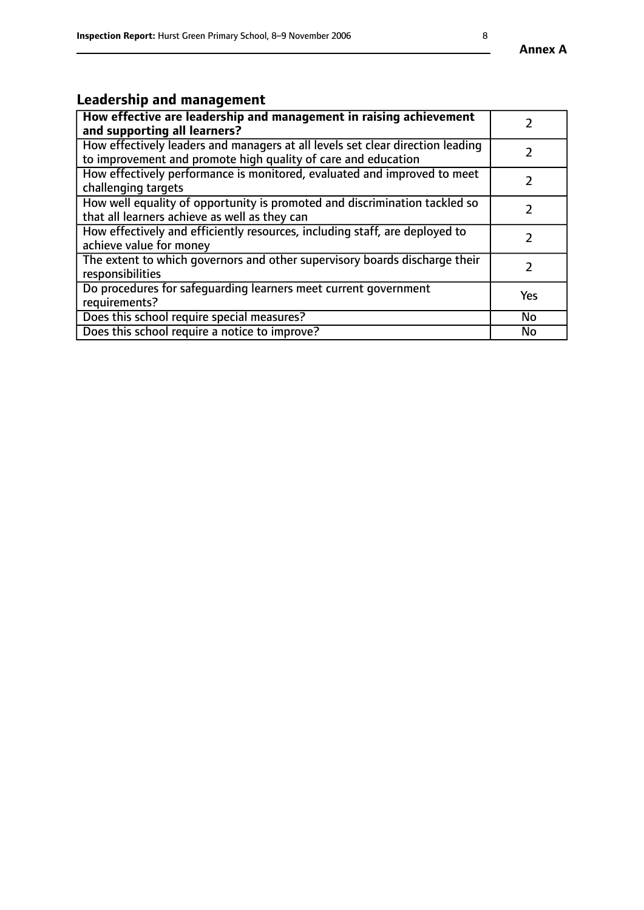## Leadership and management

| **How effective are leadership and management in raising achievement and supporting all learners?** | 2 |
|---|---|
| How effectively leaders and managers at all levels set clear direction leading to improvement and promote high quality of care and education | 2 |
| How effectively performance is monitored, evaluated and improved to meet challenging targets | 2 |
| How well equality of opportunity is promoted and discrimination tackled so that all learners achieve as well as they can | 2 |
| How effectively and efficiently resources, including staff, are deployed to achieve value for money | 2 |
| The extent to which governors and other supervisory boards discharge their responsibilities | 2 |
| Do procedures for safeguarding learners meet current government requirements? | Yes |
| Does this school require special measures? | No |
| Does this school require a notice to improve? | No |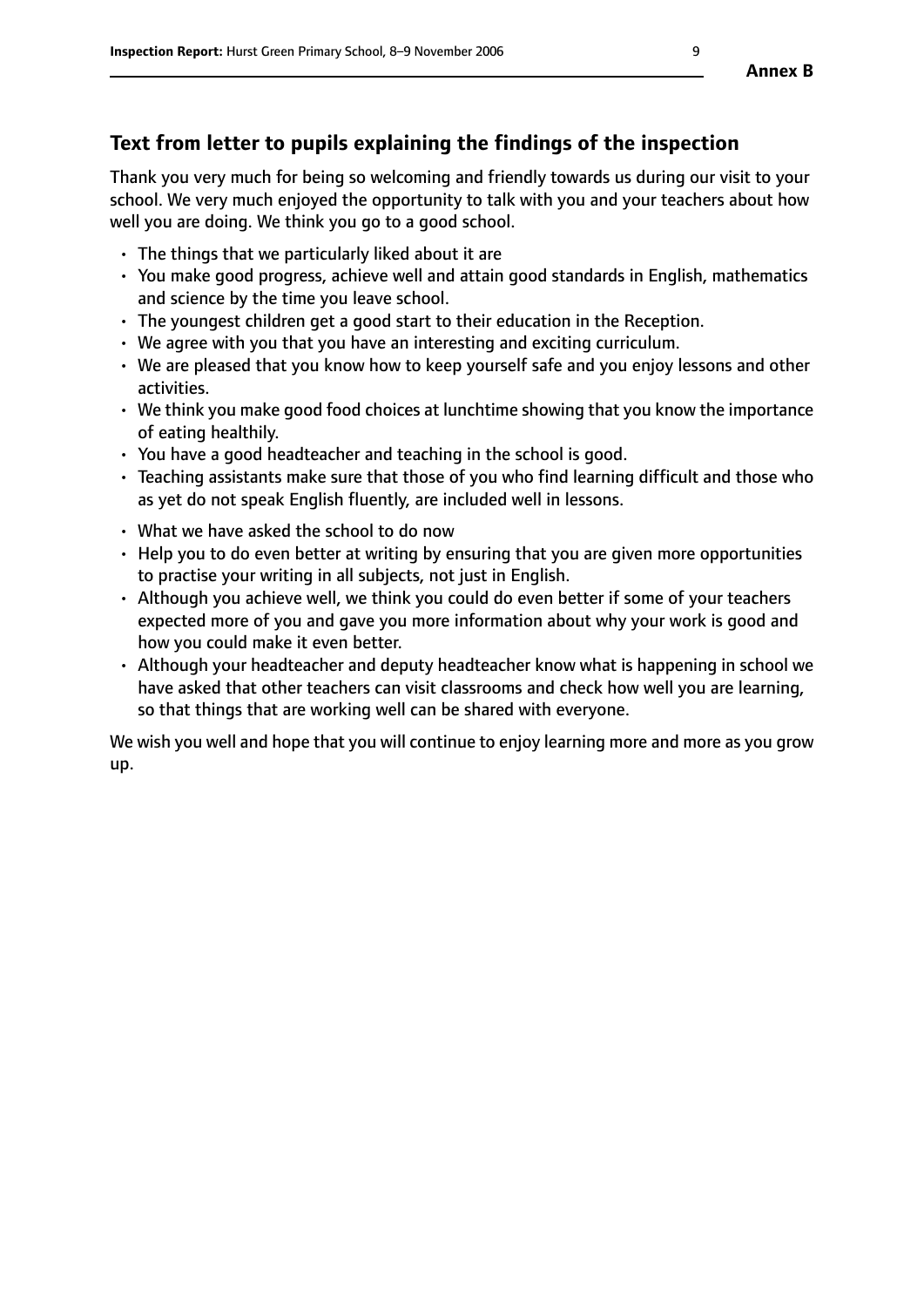## Text from letter to pupils explaining the findings of the inspection

Thank you very much for being so welcoming and friendly towards us during our visit to your school. We very much enjoyed the opportunity to talk with you and your teachers about how well you are doing. We think you go to a good school.

- The things that we particularly liked about it are
- You make good progress, achieve well and attain good standards in English, mathematics and science by the time you leave school.
- The youngest children get a good start to their education in the Reception.
- We agree with you that you have an interesting and exciting curriculum.
- We are pleased that you know how to keep yourself safe and you enjoy lessons and other activities.
- We think you make good food choices at lunchtime showing that you know the importance of eating healthily.
- You have a good headteacher and teaching in the school is good.
- Teaching assistants make sure that those of you who find learning difficult and those who as yet do not speak English fluently, are included well in lessons.

- What we have asked the school to do now
- Help you to do even better at writing by ensuring that you are given more opportunities to practise your writing in all subjects, not just in English.
- Although you achieve well, we think you could do even better if some of your teachers expected more of you and gave you more information about why your work is good and how you could make it even better.
- Although your headteacher and deputy headteacher know what is happening in school we have asked that other teachers can visit classrooms and check how well you are learning, so that things that are working well can be shared with everyone.

We wish you well and hope that you will continue to enjoy learning more and more as you grow up.